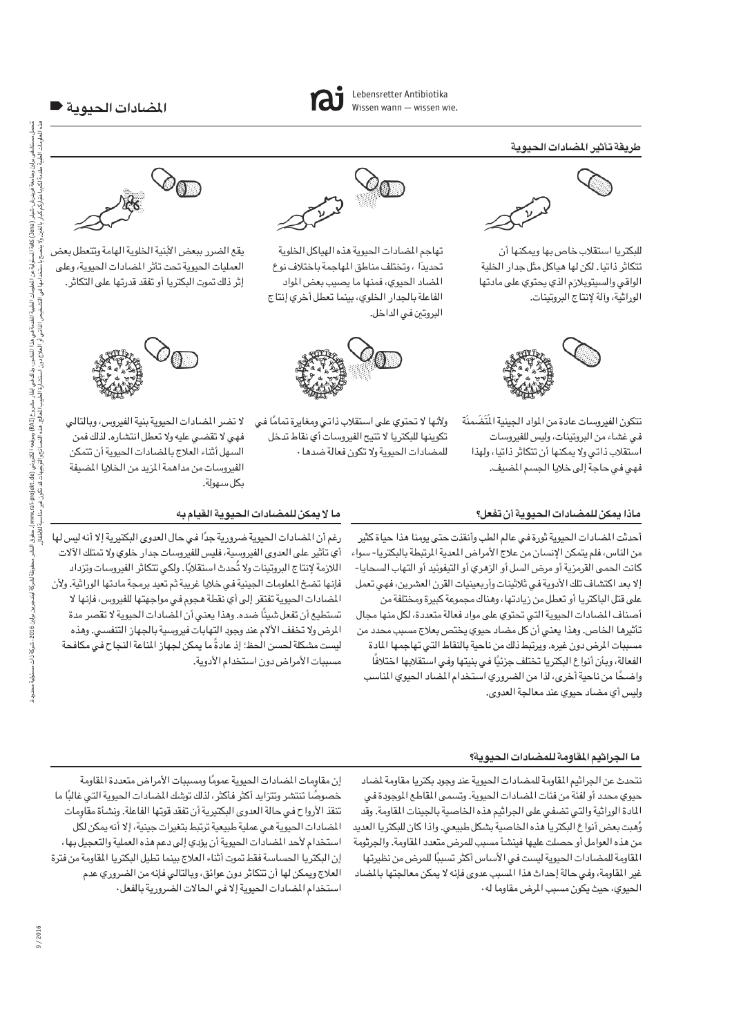# المضادات الحيوية

Lebensretter Antibiotika
Wissen wann — wissen wie.

## طريقة تأثير المضادات الحيوية

للبكتريا استقلاب خاص بها ويمكنها أن تتكاثر ذاتيا. لكن لها هياكل مثل جدار الخلية الواقي والسيتوبلازم الذي يحتوي على مادتها الوراثية، وآلة لإنتاج البروتينات.

تهاجم المضادات الحيوية هذه الهياكل الخلوية تحديدًا، وتختلف مناطق المهاجمة باختلاف نوع المضاد الحيوي، فمنها ما يصيب بعض المواد الفاعلة بالجدار الخلوي، بينما تعطل أخرى إنتاج البروتين في الداخل.

يقع الضرر ببعض الأبنية الخلوية الهامة وتتعطل بعض العمليات الحيوية تحت تأثر المضادات الحيوية، وعلى إثر ذلك تموت البكتريا أو تفقد قدرتها على التكاثر.

تتكون الفيروسات عادة من المواد الجينية المُتَضَمنَة في غشاء من البروتينات، وليس للفيروسات استقلاب ذاتي ولا يمكنها أن تتكاثر ذاتيا، ولهذا فهي في حاجة إلى خلايا الجسم المضيف.

ولأنها لا تحتوي على استقلاب ذاتي ومغايرة تمامًا في تكوينها للبكتريا لا تتيح الفيروسات أي نقاط تدخل للمضادات الحيوية ولا تكون فعالة ضدها.

لا تضر المضادات الحيوية بنية الفيروس، وبالتالي فهي لا تقضي عليه ولا تعطل انتشاره. لذلك فمن السهل أثناء العلاج بالمضادات الحيوية أن تتمكن الفيروسات من مداهمة المزيد من الخلايا المضيفة بكل سهولة.

## ماذا يمكن للمضادات الحيوية أن تفعل؟

أحدثت المضادات الحيوية ثورة في عالم الطب وأنقذت حتى يومنا هذا حياة كثير من الناس، فلم يتمكن الإنسان من علاج الأمراض المعدية المرتبطة بالبكتريا- سواء كانت الحمى القرمزية أو مرض السل أو الزهري أو التيفوئيد أو التهاب السحايا- إلا بعد اكتشاف تلك الأدوية في ثلاثينات وأربعينيات القرن العشرين، فهي تعمل على قتل الباكتريا أو تعطل من زيادتها، وهناك مجموعة كبيرة ومختلفة من أصناف المضادات الحيوية التي تحتوي على مواد فعالة متعددة، لكل منها مجال تأثيرها الخاص. وهذا يعني أن كل مضاد حيوي يختص بعلاج مسبب محدد من مسببات المرض دون غيره. ويرتبط ذلك من ناحية بالنقاط التي تهاجمها المادة الفعالة، وبأن أنواع البكتريا تختلف جزئيًا في بنيتها وفي استقلابها اختلافًا واضحًا من ناحية أخرى، لذا من الضروري استخدام المضاد الحيوي المناسب وليس أي مضاد حيوي عند معالجة العدوى.

## ما لا يمكن للمضادات الحيوية القيام به

رغم أن المضادات الحيوية ضرورية جدًا في حال العدوى البكتيرية إلا أنه ليس لها أي تأثير على العدوى الفيروسية، فليس للفيروسات جدار خلوي ولا تمتلك الآلات اللازمة لإنتاج البروتينات ولا تُحدث استقلابًا. ولكي تتكاثر الفيروسات وتزداد فإنها تضخ المعلومات الجينية في خلايا غريبة ثم تعيد برمجة مادتها الوراثية. ولأن المضادات الحيوية تفتقر إلى أي نقطة هجوم في مواجهتها للفيروس، فإنها لا تستطيع أن تفعل شيئًا ضده. وهذا يعني أن المضادات الحيوية لا تقصر مدة المرض ولا تخفف الآلام عند وجود التهابات فيروسية بالجهاز التنفسي. وهذه ليست مشكلة لحسن الحظ؛ إذ عادةً ما يمكن لجهاز المناعة النجاح في مكافحة مسببات الأمراض دون استخدام الأدوية.

## ما الجراثيم المقاومة للمضادات الحيوية؟

نتحدث عن الجراثيم المقاومة للمضادات الحيوية عند وجود بكتريا مقاومة لمضاد حيوي محدد أو لفئة من فئات المضادات الحيوية. وتسمى المقاطع الموجودة في المادة الوراثية والتي تضفي على الجراثيم هذه الخاصية بالجينات المقاومة. وقد وُهبت بعض أنواع البكتريا هذه الخاصية بشكل طبيعي. وإذا كان للبكتريا العديد من هذه العوامل أو حصلت عليها فينشأ مسبب للمرض متعدد المقاومة. والجرثومة المقاومة للمضادات الحيوية ليست في الأساس أكثر تسببًا للمرض من نظيرتها غير المقاومة، وفي حالة إحداث هذا المسبب عدوى فإنه لا يمكن معالجتها بالمضاد الحيوي، حيث يكون مسبب المرض مقاوما له.

إن مقاومات المضادات الحيوية عمومًا ومسببات الأمراض متعددة المقاومة خصوصًا تنتشر وتتزايد أكثر فأكثر، لذلك توشك المضادات الحيوية التي غالبًا ما تنقذ الأرواح في حالة العدوى البكتيرية أن تفقد قوتها الفاعلة. ونشأة مقاومات المضادات الحيوية هي عملية طبيعية ترتبط بتغيرات جينية، إلا أنه يمكن لكل استخدام لأحد المضادات الحيوية أن يؤدي إلى دعم هذه العملية والتعجيل بها، إن البكتريا الحساسة فقط تموت أثناء العلاج بينما تطيل البكتريا المقاومة من فترة العلاج ويمكن لها أن تتكاثر دون عوائق، وبالتالي فإنه من الضروري عدم استخدام المضادات الحيوية إلا في الحالات الضرورية بالفعل.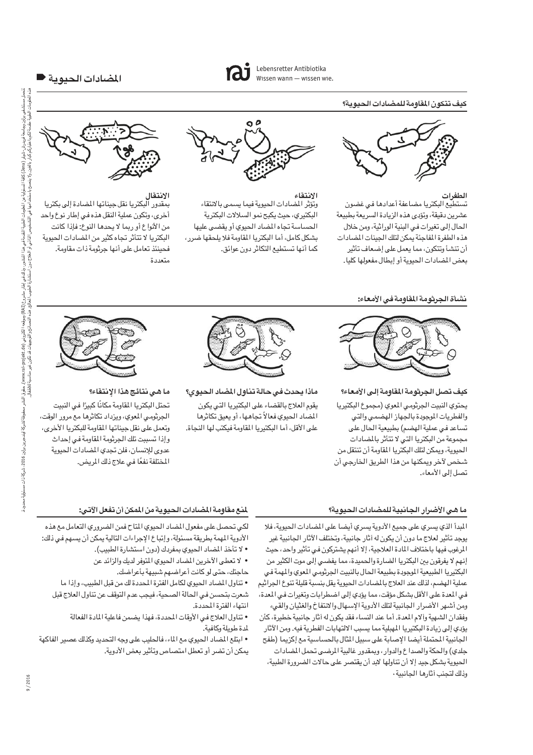## كيف تتكون المقاومة للمضادات الحيوية؟

### الطفرات
تستطيع البكتريا مضاعفة أعدادها في غضون عشرين دقيقة، وتؤدي هذه الزيادة السريعة بطبيعة الحال إلى تغيرات في البنية الوراثية، ومن خلال هذه الطفرة المفاجئة يمكن لتلك الجينات المضادات أن تنشأ وتتكون، مما يعمل على إضعاف تأثير بعض المضادات الحيوية أو إبطال مفعولها كليا.

### الانتقاء
وتؤثر المضادات الحيوية فيما يسمى بالانتقاء البكتيري، حيث يكبح نمو السلالات البكتيرية الحساسة تجاه المضاد الحيوي أو يقضي عليها بشكل كامل، أما البكتيريا المقاومة فلا يلحقها ضرر، كما أنها تستطيع التكاثر دون عوائق.

### الانتقال
بمقدور البكتريا نقل جيناتها المضادة إلى بكتريا أخرى، وتكون عملية النقل هذه في إطار نوع واحد من الأنواع أو ربما لا يحدها النوع: فإذا كانت البكتريا لا تتأثر تجاه كثير من المضادات الحيوية فحينئذ تعامل على أنها جرثومة ذات مقاومة متعددة

## نشأة الجرثومة المقاومة في الأمعاء:

### كيف تصل الجرثومة المقاومة إلى الأمعاء؟
يحتوي النبيت الجرثومي المعوي (مجموع البكتيريا والفطريات الموجودة بالجهاز الهضمي والتي تساعد في عملية الهضم) بطبيعية الحال على مجموعة من البكتيريا التي لا تتأثر بالمضادات الحيوية، ويمكن لتلك البكتريا المقاومة أن تنتقل من شخص لآخر ويمكنها من هذا الطريق الخارجي أن تصل إلى الأمعاء.

### ماذا يحدث في حالة تناول المضاد الحيوي؟
يقوم العلاج بالقضاء على البكتيريا التي يكون المضاد الحيوي فعالاً تجاهها، أو يعيق تكاثرها على الأقل، أما البكتيريا المقاومة فيكتب لها النجاة.

### ما هي نتائج هذا الإنتقاء؟
تحتل البكتيريا المقاومة مكانًا كبيرًا في النبيت الجرثومي المعوي، ويزداد تكاثرها مع مرور الوقت، وتعمل على نقل جيناتها المقاومة للبكتيريا الأخرى، وإذا تسببت تلك الجرثومة المقاومة في إحداث عدوى للإنسان، فلن تجدي المضادات الحيوية المختلفة نفعًا في علاج ذلك المريض.

## ما هي الأضرار الجانبية للمضادات الحيوية؟

المبدأ الذي يسري على جميع الأدوية يسري أيضا على المضادات الحيوية، فلا يوجد تأثير لعلاج ما دون أن يكون له آثار جانبية، وتختلف الآثار الجانبية غير المرغوب فيها باختلاف المادة العلاجية، إلا أنهم يشتركون في تأثير واحد، حيث إنهم لا يفرقون بين البكتريا الضارة والحميدة، مما يفضي إلى موت الكثير من البكتيريا الطبيعية الموجودة بطبيعة الحال بالنبيت الجرثومي المعوي والمهمة في عملية الهضم، لذلك عند العلاج بالمضادات الحيوية يقل بنسبة قليلة تنوع الجراثيم في المعدة على الأقل بشكل مؤقت، مما يؤدي إلى اضطرابات وتغيرات في المعدة، ومن أشهر الأضرار الجانبية لتلك الأدوية الإسهال والانتفاخ والغثيان والقيء وفقدان الشهية وآلام المعدة. أما عند النساء فقد يكون له آثار جانبية خطيرة، كأن يؤدي إلى زيادة البكتيريا المهبلية مما يسبب الالتهابات الفطرية فيه. ومن الآثار الجانبية المحتملة أيضا الإصابة على سبيل المثال بالحساسية مع إكزيما (طفح جلدي) والحكة والصداع والدوار، وبمقدور غالبية المرضى تحمل المضادات الحيوية بشكل جيد إلا أن تناولها لابد أن يقتصر على حالات الضرورة الطبية، وذلك لتجنب آثارها الجانبية.

## لمنع مقاومة المضادات الحيوية من الممكن أن تفعل الآتي:

لكي تحصل على مفعول المضاد الحيوي المتاح فمن الضروري التعامل مع هذه الأدوية المهمة بطريقة مسئولة، وإتباع الإجراءات التالية يمكن أن يسهم في ذلك:

- لا تأخذ المضاد الحيوي بمفردك (دون استشارة الطبيب).
- لا تعطي الآخرين المضاد الحيوي المتوفر لديك والزائد عن حاجتك، حتى لو كانت أعراضهم شبيهة بأعراضك.
- تناول المضاد الحيوي لكامل الفترة المحددة لك من قبل الطبيب، وإذا ما شعرت بتحسن في الحالة الصحية، فيجب عدم التوقف عن تناول العلاج قبل انتهاء الفترة المحددة.
- تناول العلاج في الأوقات المحددة، فهذا يضمن فاعلية المادة الفعالة لمدة طويلة وكافية.
- ابتلع المضاد الحيوي مع الماء، فالحليب على وجه التحديد وكذلك عصير الفاكهة يمكن أن تضر أو تعطل امتصاص وتأثير بعض الأدوية.